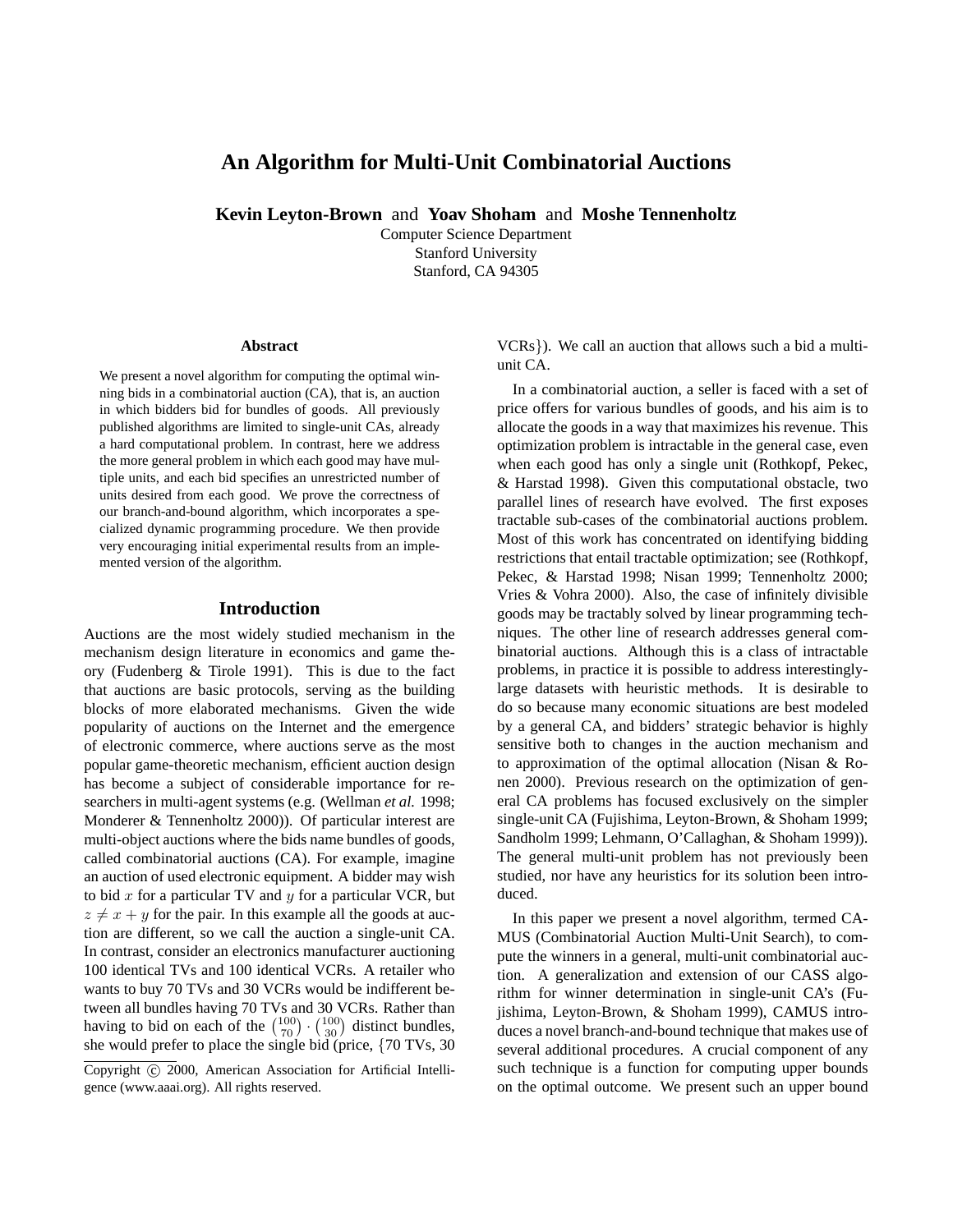# An Algorithm for Multi-Unit Combinatorial Auctions

**Kevin Leyton-Brown** and **Yoav Shoham** and **Moshe Tennenholtz**
Computer Science Department
Stanford University
Stanford, CA 94305

### Abstract

We present a novel algorithm for computing the optimal winning bids in a combinatorial auction (CA), that is, an auction in which bidders bid for bundles of goods. All previously published algorithms are limited to single-unit CAs, already a hard computational problem. In contrast, here we address the more general problem in which each good may have multiple units, and each bid specifies an unrestricted number of units desired from each good. We prove the correctness of our branch-and-bound algorithm, which incorporates a specialized dynamic programming procedure. We then provide very encouraging initial experimental results from an implemented version of the algorithm.

## Introduction

Auctions are the most widely studied mechanism in the mechanism design literature in economics and game theory (Fudenberg & Tirole 1991). This is due to the fact that auctions are basic protocols, serving as the building blocks of more elaborated mechanisms. Given the wide popularity of auctions on the Internet and the emergence of electronic commerce, where auctions serve as the most popular game-theoretic mechanism, efficient auction design has become a subject of considerable importance for researchers in multi-agent systems (e.g. (Wellman *et al.* 1998; Monderer & Tennenholtz 2000)). Of particular interest are multi-object auctions where the bids name bundles of goods, called combinatorial auctions (CA). For example, imagine an auction of used electronic equipment. A bidder may wish to bid $x$ for a particular TV and $y$ for a particular VCR, but $z \neq x + y$ for the pair. In this example all the goods at auction are different, so we call the auction a single-unit CA. In contrast, consider an electronics manufacturer auctioning 100 identical TVs and 100 identical VCRs. A retailer who wants to buy 70 TVs and 30 VCRs would be indifferent between all bundles having 70 TVs and 30 VCRs. Rather than having to bid on each of the $\binom{100}{70} \cdot \binom{100}{30}$ distinct bundles, she would prefer to place the single bid (price, $\{$70 TVs, 30 VCRs$\}$). We call an auction that allows such a bid a multi-unit CA.

In a combinatorial auction, a seller is faced with a set of price offers for various bundles of goods, and his aim is to allocate the goods in a way that maximizes his revenue. This optimization problem is intractable in the general case, even when each good has only a single unit (Rothkopf, Pekec, & Harstad 1998). Given this computational obstacle, two parallel lines of research have evolved. The first exposes tractable sub-cases of the combinatorial auctions problem. Most of this work has concentrated on identifying bidding restrictions that entail tractable optimization; see (Rothkopf, Pekec, & Harstad 1998; Nisan 1999; Tennenholtz 2000; Vries & Vohra 2000). Also, the case of infinitely divisible goods may be tractably solved by linear programming techniques. The other line of research addresses general combinatorial auctions. Although this is a class of intractable problems, in practice it is possible to address interestingly-large datasets with heuristic methods. It is desirable to do so because many economic situations are best modeled by a general CA, and bidders' strategic behavior is highly sensitive both to changes in the auction mechanism and to approximation of the optimal allocation (Nisan & Ronen 2000). Previous research on the optimization of general CA problems has focused exclusively on the simpler single-unit CA (Fujishima, Leyton-Brown, & Shoham 1999; Sandholm 1999; Lehmann, O'Callaghan, & Shoham 1999)). The general multi-unit problem has not previously been studied, nor have any heuristics for its solution been introduced.

In this paper we present a novel algorithm, termed CAMUS (Combinatorial Auction Multi-Unit Search), to compute the winners in a general, multi-unit combinatorial auction. A generalization and extension of our CASS algorithm for winner determination in single-unit CA's (Fujishima, Leyton-Brown, & Shoham 1999), CAMUS introduces a novel branch-and-bound technique that makes use of several additional procedures. A crucial component of any such technique is a function for computing upper bounds on the optimal outcome. We present such an upper bound

Copyright © 2000, American Association for Artificial Intelligence (www.aaai.org). All rights reserved.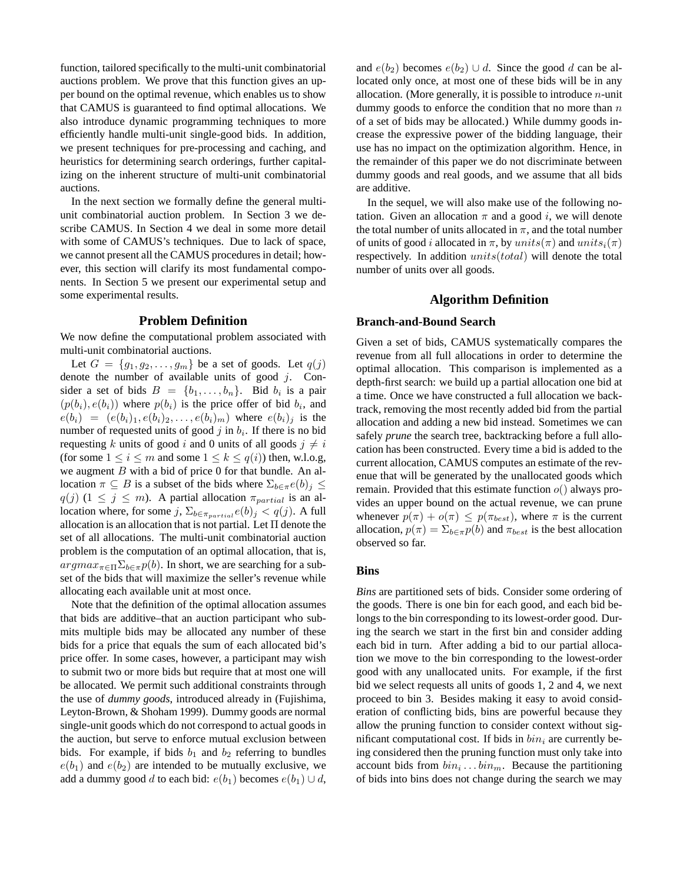function, tailored specifically to the multi-unit combinatorial auctions problem. We prove that this function gives an upper bound on the optimal revenue, which enables us to show that CAMUS is guaranteed to find optimal allocations. We also introduce dynamic programming techniques to more efficiently handle multi-unit single-good bids. In addition, we present techniques for pre-processing and caching, and heuristics for determining search orderings, further capitalizing on the inherent structure of multi-unit combinatorial auctions.

In the next section we formally define the general multi-unit combinatorial auction problem. In Section 3 we describe CAMUS. In Section 4 we deal in some more detail with some of CAMUS's techniques. Due to lack of space, we cannot present all the CAMUS procedures in detail; however, this section will clarify its most fundamental components. In Section 5 we present our experimental setup and some experimental results.

## Problem Definition

We now define the computational problem associated with multi-unit combinatorial auctions.

Let $G = \{g_1, g_2, \ldots, g_m\}$ be a set of goods. Let $q(j)$ denote the number of available units of good $j$. Consider a set of bids $B = \{b_1, \ldots, b_n\}$. Bid $b_i$ is a pair $(p(b_i), e(b_i))$ where $p(b_i)$ is the price offer of bid $b_i$, and $e(b_i) = (e(b_i)_1, e(b_i)_2, \ldots, e(b_i)_m)$ where $e(b_i)_j$ is the number of requested units of good $j$ in $b_i$. If there is no bid requesting $k$ units of good $i$ and 0 units of all goods $j \neq i$ (for some $1 \leq i \leq m$ and some $1 \leq k \leq q(i)$) then, w.l.o.g, we augment $B$ with a bid of price 0 for that bundle. An allocation $\pi \subseteq B$ is a subset of the bids where $\Sigma_{b \in \pi} e(b)_j \leq q(j)$ $(1 \leq j \leq m)$. A partial allocation $\pi_{partial}$ is an allocation where, for some $j$, $\Sigma_{b \in \pi_{partial}} e(b)_j < q(j)$. A full allocation is an allocation that is not partial. Let $\Pi$ denote the set of all allocations. The multi-unit combinatorial auction problem is the computation of an optimal allocation, that is, $argmax_{\pi \in \Pi} \Sigma_{b \in \pi} p(b)$. In short, we are searching for a subset of the bids that will maximize the seller's revenue while allocating each available unit at most once.

Note that the definition of the optimal allocation assumes that bids are additive–that an auction participant who submits multiple bids may be allocated any number of these bids for a price that equals the sum of each allocated bid's price offer. In some cases, however, a participant may wish to submit two or more bids but require that at most one will be allocated. We permit such additional constraints through the use of *dummy goods*, introduced already in (Fujishima, Leyton-Brown, & Shoham 1999). Dummy goods are normal single-unit goods which do not correspond to actual goods in the auction, but serve to enforce mutual exclusion between bids. For example, if bids $b_1$ and $b_2$ referring to bundles $e(b_1)$ and $e(b_2)$ are intended to be mutually exclusive, we add a dummy good $d$ to each bid: $e(b_1)$ becomes $e(b_1) \cup d$, and $e(b_2)$ becomes $e(b_2) \cup d$. Since the good $d$ can be allocated only once, at most one of these bids will be in any allocation. (More generally, it is possible to introduce $n$-unit dummy goods to enforce the condition that no more than $n$ of a set of bids may be allocated.) While dummy goods increase the expressive power of the bidding language, their use has no impact on the optimization algorithm. Hence, in the remainder of this paper we do not discriminate between dummy goods and real goods, and we assume that all bids are additive.

In the sequel, we will also make use of the following notation. Given an allocation $\pi$ and a good $i$, we will denote the total number of units allocated in $\pi$, and the total number of units of good $i$ allocated in $\pi$, by $units(\pi)$ and $units_i(\pi)$ respectively. In addition $units(total)$ will denote the total number of units over all goods.

## Algorithm Definition

### Branch-and-Bound Search

Given a set of bids, CAMUS systematically compares the revenue from all full allocations in order to determine the optimal allocation. This comparison is implemented as a depth-first search: we build up a partial allocation one bid at a time. Once we have constructed a full allocation we backtrack, removing the most recently added bid from the partial allocation and adding a new bid instead. Sometimes we can safely *prune* the search tree, backtracking before a full allocation has been constructed. Every time a bid is added to the current allocation, CAMUS computes an estimate of the revenue that will be generated by the unallocated goods which remain. Provided that this estimate function $o()$ always provides an upper bound on the actual revenue, we can prune whenever $p(\pi) + o(\pi) \leq p(\pi_{best})$, where $\pi$ is the current allocation, $p(\pi) = \Sigma_{b \in \pi} p(b)$ and $\pi_{best}$ is the best allocation observed so far.

### Bins

*Bins* are partitioned sets of bids. Consider some ordering of the goods. There is one bin for each good, and each bid belongs to the bin corresponding to its lowest-order good. During the search we start in the first bin and consider adding each bid in turn. After adding a bid to our partial allocation we move to the bin corresponding to the lowest-order good with any unallocated units. For example, if the first bid we select requests all units of goods 1, 2 and 4, we next proceed to bin 3. Besides making it easy to avoid consideration of conflicting bids, bins are powerful because they allow the pruning function to consider context without significant computational cost. If bids in $bin_i$ are currently being considered then the pruning function must only take into account bids from $bin_i \ldots bin_m$. Because the partitioning of bids into bins does not change during the search we may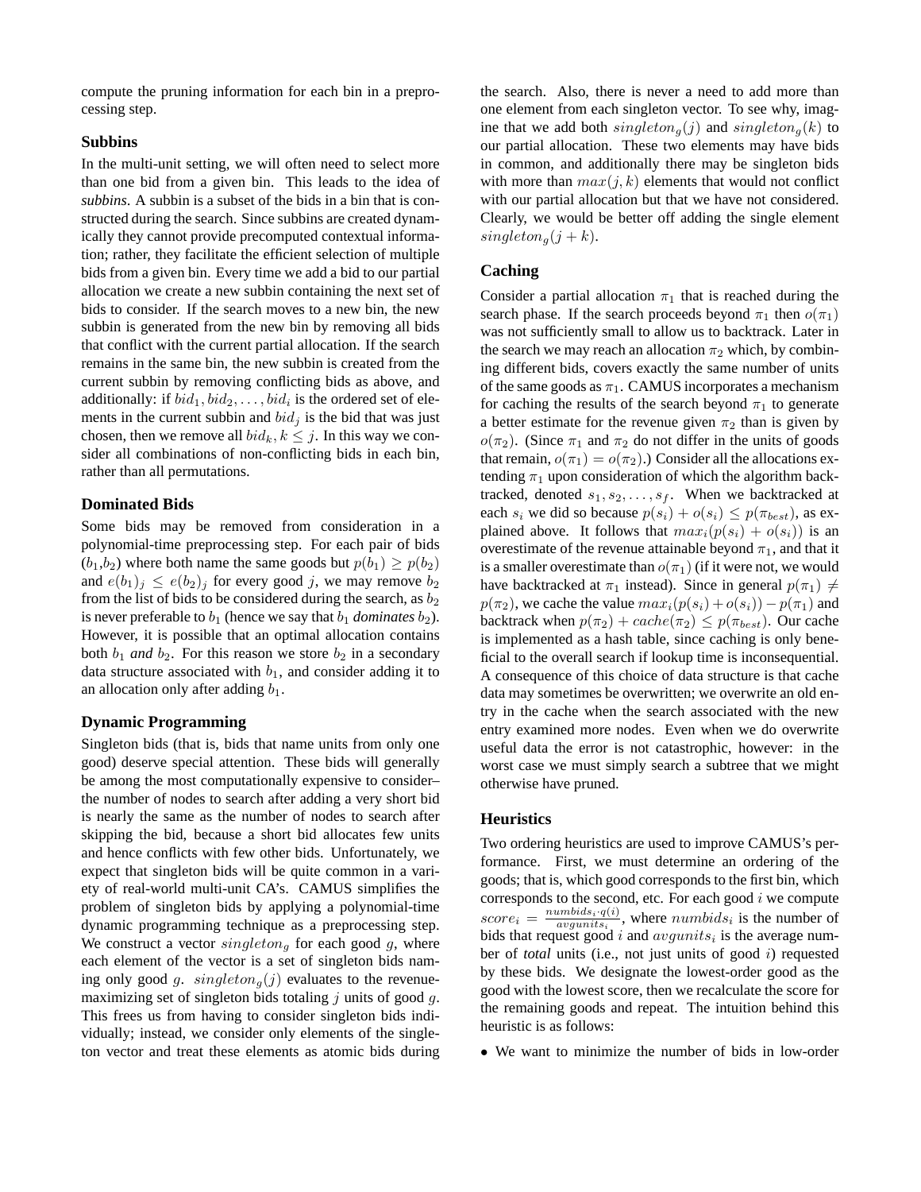compute the pruning information for each bin in a preprocessing step.

### Subbins

In the multi-unit setting, we will often need to select more than one bid from a given bin. This leads to the idea of *subbins*. A subbin is a subset of the bids in a bin that is constructed during the search. Since subbins are created dynamically they cannot provide precomputed contextual information; rather, they facilitate the efficient selection of multiple bids from a given bin. Every time we add a bid to our partial allocation we create a new subbin containing the next set of bids to consider. If the search moves to a new bin, the new subbin is generated from the new bin by removing all bids that conflict with the current partial allocation. If the search remains in the same bin, the new subbin is created from the current subbin by removing conflicting bids as above, and additionally: if $bid_1, bid_2, \ldots, bid_i$ is the ordered set of elements in the current subbin and $bid_j$ is the bid that was just chosen, then we remove all $bid_k, k \leq j$. In this way we consider all combinations of non-conflicting bids in each bin, rather than all permutations.

### Dominated Bids

Some bids may be removed from consideration in a polynomial-time preprocessing step. For each pair of bids ($b_1$,$b_2$) where both name the same goods but $p(b_1) \geq p(b_2)$ and $e(b_1)_j \leq e(b_2)_j$ for every good $j$, we may remove $b_2$ from the list of bids to be considered during the search, as $b_2$ is never preferable to $b_1$ (hence we say that $b_1$ *dominates* $b_2$). However, it is possible that an optimal allocation contains both $b_1$ *and* $b_2$. For this reason we store $b_2$ in a secondary data structure associated with $b_1$, and consider adding it to an allocation only after adding $b_1$.

### Dynamic Programming

Singleton bids (that is, bids that name units from only one good) deserve special attention. These bids will generally be among the most computationally expensive to consider– the number of nodes to search after adding a very short bid is nearly the same as the number of nodes to search after skipping the bid, because a short bid allocates few units and hence conflicts with few other bids. Unfortunately, we expect that singleton bids will be quite common in a variety of real-world multi-unit CA's. CAMUS simplifies the problem of singleton bids by applying a polynomial-time dynamic programming technique as a preprocessing step. We construct a vector $singleton_g$ for each good $g$, where each element of the vector is a set of singleton bids naming only good $g$. $singleton_g(j)$ evaluates to the revenue-maximizing set of singleton bids totaling $j$ units of good $g$. This frees us from having to consider singleton bids individually; instead, we consider only elements of the singleton vector and treat these elements as atomic bids during the search. Also, there is never a need to add more than one element from each singleton vector. To see why, imagine that we add both $singleton_g(j)$ and $singleton_g(k)$ to our partial allocation. These two elements may have bids in common, and additionally there may be singleton bids with more than $max(j, k)$ elements that would not conflict with our partial allocation but that we have not considered. Clearly, we would be better off adding the single element $singleton_g(j + k)$.

### Caching

Consider a partial allocation $\pi_1$ that is reached during the search phase. If the search proceeds beyond $\pi_1$ then $o(\pi_1)$ was not sufficiently small to allow us to backtrack. Later in the search we may reach an allocation $\pi_2$ which, by combining different bids, covers exactly the same number of units of the same goods as $\pi_1$. CAMUS incorporates a mechanism for caching the results of the search beyond $\pi_1$ to generate a better estimate for the revenue given $\pi_2$ than is given by $o(\pi_2)$. (Since $\pi_1$ and $\pi_2$ do not differ in the units of goods that remain, $o(\pi_1) = o(\pi_2)$.) Consider all the allocations extending $\pi_1$ upon consideration of which the algorithm backtracked, denoted $s_1, s_2, \ldots, s_f$. When we backtracked at each $s_i$ we did so because $p(s_i) + o(s_i) \leq p(\pi_{best})$, as explained above. It follows that $max_i(p(s_i) + o(s_i))$ is an overestimate of the revenue attainable beyond $\pi_1$, and that it is a smaller overestimate than $o(\pi_1)$ (if it were not, we would have backtracked at $\pi_1$ instead). Since in general $p(\pi_1) \neq p(\pi_2)$, we cache the value $max_i(p(s_i) + o(s_i)) - p(\pi_1)$ and backtrack when $p(\pi_2) + cache(\pi_2) \leq p(\pi_{best})$. Our cache is implemented as a hash table, since caching is only beneficial to the overall search if lookup time is inconsequential. A consequence of this choice of data structure is that cache data may sometimes be overwritten; we overwrite an old entry in the cache when the search associated with the new entry examined more nodes. Even when we do overwrite useful data the error is not catastrophic, however: in the worst case we must simply search a subtree that we might otherwise have pruned.

### Heuristics

Two ordering heuristics are used to improve CAMUS's performance. First, we must determine an ordering of the goods; that is, which good corresponds to the first bin, which corresponds to the second, etc. For each good $i$ we compute $score_i = \frac{numbids_i \cdot q(i)}{avgunits_i}$, where $numbids_i$ is the number of bids that request good $i$ and $avgunits_i$ is the average number of *total* units (i.e., not just units of good $i$) requested by these bids. We designate the lowest-order good as the good with the lowest score, then we recalculate the score for the remaining goods and repeat. The intuition behind this heuristic is as follows:

- We want to minimize the number of bids in low-order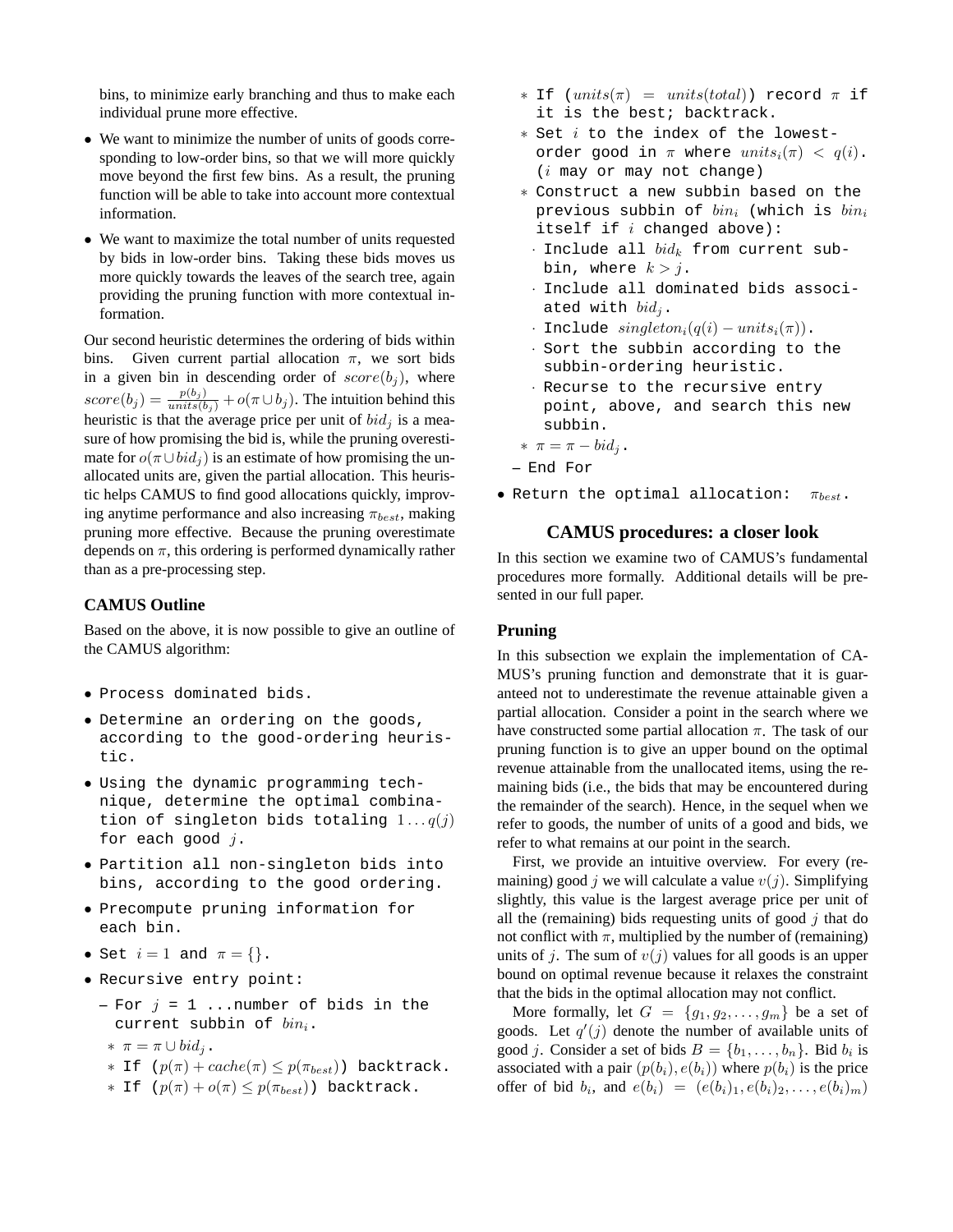bins, to minimize early branching and thus to make each individual prune more effective.

- We want to minimize the number of units of goods corresponding to low-order bins, so that we will more quickly move beyond the first few bins. As a result, the pruning function will be able to take into account more contextual information.
- We want to maximize the total number of units requested by bids in low-order bins. Taking these bids moves us more quickly towards the leaves of the search tree, again providing the pruning function with more contextual information.

Our second heuristic determines the ordering of bids within bins. Given current partial allocation $\pi$, we sort bids in a given bin in descending order of $score(b_j)$, where $score(b_j) = \frac{p(b_j)}{units(b_j)} + o(\pi \cup b_j)$. The intuition behind this heuristic is that the average price per unit of $bid_j$ is a measure of how promising the bid is, while the pruning overestimate for $o(\pi \cup bid_j)$ is an estimate of how promising the unallocated units are, given the partial allocation. This heuristic helps CAMUS to find good allocations quickly, improving anytime performance and also increasing $\pi_{best}$, making pruning more effective. Because the pruning overestimate depends on $\pi$, this ordering is performed dynamically rather than as a pre-processing step.

### CAMUS Outline

Based on the above, it is now possible to give an outline of the CAMUS algorithm:

- Process dominated bids.
- Determine an ordering on the goods, according to the good-ordering heuristic.
- Using the dynamic programming technique, determine the optimal combination of singleton bids totaling $1 \ldots q(j)$ for each good $j$.
- Partition all non-singleton bids into bins, according to the good ordering.
- Precompute pruning information for each bin.
- Set $i = 1$ and $\pi = \{\}$.
- Recursive entry point:
  - For $j$ = 1 ...number of bids in the current subbin of $bin_i$.
    - $\pi = \pi \cup bid_j$.
    - If $(p(\pi) + cache(\pi) \leq p(\pi_{best}))$ backtrack.
    - If $(p(\pi) + o(\pi) \leq p(\pi_{best}))$ backtrack.
    - If $(units(\pi) = units(total))$ record $\pi$ if it is the best; backtrack.
    - Set $i$ to the index of the lowest-order good in $\pi$ where $units_i(\pi) < q(i)$. ($i$ may or may not change)
    - Construct a new subbin based on the previous subbin of $bin_i$ (which is $bin_i$ itself if $i$ changed above):
      - Include all $bid_k$ from current subbin, where $k > j$.
      - Include all dominated bids associated with $bid_j$.
      - Include $singleton_i(q(i) - units_i(\pi))$.
      - Sort the subbin according to the subbin-ordering heuristic.
      - Recurse to the recursive entry point, above, and search this new subbin.
    - $\pi = \pi - bid_j$.
  - End For
- Return the optimal allocation: $\pi_{best}$.

## CAMUS procedures: a closer look

In this section we examine two of CAMUS's fundamental procedures more formally. Additional details will be presented in our full paper.

### Pruning

In this subsection we explain the implementation of CAMUS's pruning function and demonstrate that it is guaranteed not to underestimate the revenue attainable given a partial allocation. Consider a point in the search where we have constructed some partial allocation $\pi$. The task of our pruning function is to give an upper bound on the optimal revenue attainable from the unallocated items, using the remaining bids (i.e., the bids that may be encountered during the remainder of the search). Hence, in the sequel when we refer to goods, the number of units of a good and bids, we refer to what remains at our point in the search.

First, we provide an intuitive overview. For every (remaining) good $j$ we will calculate a value $v(j)$. Simplifying slightly, this value is the largest average price per unit of all the (remaining) bids requesting units of good $j$ that do not conflict with $\pi$, multiplied by the number of (remaining) units of $j$. The sum of $v(j)$ values for all goods is an upper bound on optimal revenue because it relaxes the constraint that the bids in the optimal allocation may not conflict.

More formally, let $G = \{g_1, g_2, \ldots, g_m\}$ be a set of goods. Let $q'(j)$ denote the number of available units of good $j$. Consider a set of bids $B = \{b_1, \ldots, b_n\}$. Bid $b_i$ is associated with a pair $(p(b_i), e(b_i))$ where $p(b_i)$ is the price offer of bid $b_i$, and $e(b_i) = (e(b_i)_1, e(b_i)_2, \ldots, e(b_i)_m)$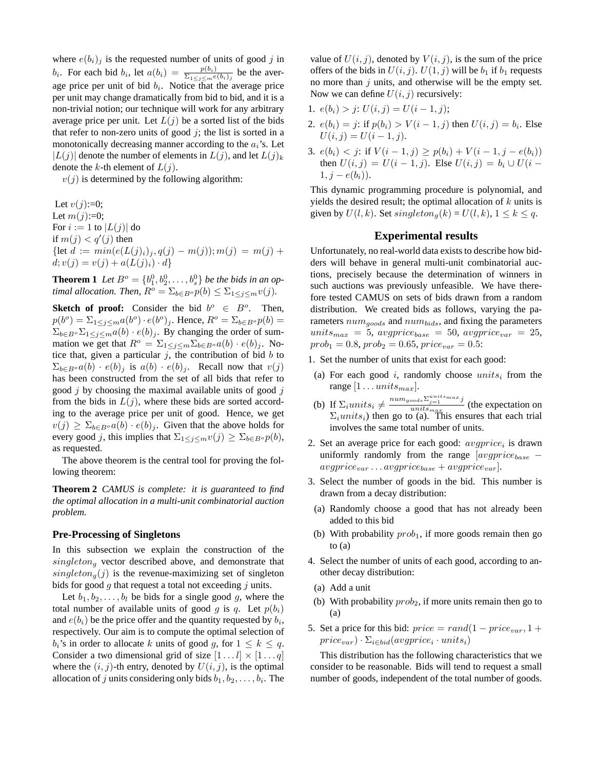where $e(b_i)_j$ is the requested number of units of good $j$ in $b_i$. For each bid $b_i$, let $a(b_i) = \frac{p(b_i)}{\Sigma_{1 \le j \le m} e(b_i)_j}$ be the average price per unit of bid $b_i$. Notice that the average price per unit may change dramatically from bid to bid, and it is a non-trivial notion; our technique will work for any arbitrary average price per unit. Let $L(j)$ be a sorted list of the bids that refer to non-zero units of good $j$; the list is sorted in a monotonically decreasing manner according to the $a_i$'s. Let $|L(j)|$ denote the number of elements in $L(j)$, and let $L(j)_k$ denote the $k$-th element of $L(j)$.

$v(j)$ is determined by the following algorithm:

Let $v(j)$:=0;
Let $m(j)$:=0;
For $i := 1$ to $|L(j)|$ do
if $m(j) < q'(j)$ then
{let $d := min(e(L(j)_i)_j, q(j) - m(j)); m(j) = m(j) + d; v(j) = v(j) + a(L(j)_i) \cdot d$}

**Theorem 1** *Let $B^o = \{b_1^0, b_2^0, \ldots, b_s^0\}$ be the bids in an optimal allocation. Then, $R^o = \Sigma_{b \in B^o} p(b) \le \Sigma_{1 \le j \le m} v(j)$.*

**Sketch of proof:** Consider the bid $b^o \in B^o$. Then, $p(b^o) = \Sigma_{1 \le j \le m} a(b^o) \cdot e(b^o)_j$. Hence, $R^o = \Sigma_{b \in B^o} p(b) = \Sigma_{b \in B^o} \Sigma_{1 \le j \le m} a(b) \cdot e(b)_j$. By changing the order of summation we get that $R^o = \Sigma_{1 \le j \le m} \Sigma_{b \in B^o} a(b) \cdot e(b)_j$. Notice that, given a particular $j$, the contribution of bid $b$ to $\Sigma_{b \in B^o} a(b) \cdot e(b)_j$ is $a(b) \cdot e(b)_j$. Recall now that $v(j)$ has been constructed from the set of all bids that refer to good $j$ by choosing the maximal available units of good $j$ from the bids in $L(j)$, where these bids are sorted according to the average price per unit of good. Hence, we get $v(j) \ge \Sigma_{b \in B^o} a(b) \cdot e(b)_j$. Given that the above holds for every good $j$, this implies that $\Sigma_{1 \le j \le m} v(j) \ge \Sigma_{b \in B^o} p(b)$, as requested.

The above theorem is the central tool for proving the following theorem:

**Theorem 2** *CAMUS is complete: it is guaranteed to find the optimal allocation in a multi-unit combinatorial auction problem.*

### Pre-Processing of Singletons

In this subsection we explain the construction of the $singleton_g$ vector described above, and demonstrate that $singleton_g(j)$ is the revenue-maximizing set of singleton bids for good $g$ that request a total not exceeding $j$ units.

Let $b_1, b_2, \ldots, b_l$ be bids for a single good $g$, where the total number of available units of good $g$ is $q$. Let $p(b_i)$ and $e(b_i)$ be the price offer and the quantity requested by $b_i$, respectively. Our aim is to compute the optimal selection of $b_i$'s in order to allocate $k$ units of good $g$, for $1 \le k \le q$. Consider a two dimensional grid of size $[1 \ldots l] \times [1 \ldots q]$ where the $(i, j)$-th entry, denoted by $U(i, j)$, is the optimal allocation of $j$ units considering only bids $b_1, b_2, \ldots, b_i$. The value of $U(i, j)$, denoted by $V(i, j)$, is the sum of the price offers of the bids in $U(i, j)$. $U(1, j)$ will be $b_1$ if $b_1$ requests no more than $j$ units, and otherwise will be the empty set. Now we can define $U(i, j)$ recursively:

1. $e(b_i) > j$: $U(i, j) = U(i-1, j)$;
2. $e(b_i) = j$: if $p(b_i) > V(i-1, j)$ then $U(i, j) = b_i$. Else $U(i, j) = U(i-1, j)$.
3. $e(b_i) < j$: if $V(i-1, j) \ge p(b_i) + V(i-1, j-e(b_i))$ then $U(i, j) = U(i-1, j)$. Else $U(i, j) = b_i \cup U(i-1, j-e(b_i))$.

This dynamic programming procedure is polynomial, and yields the desired result; the optimal allocation of $k$ units is given by $U(l, k)$. Set $singleton_g(k) = U(l, k)$, $1 \le k \le q$.

## Experimental results

Unfortunately, no real-world data exists to describe how bidders will behave in general multi-unit combinatorial auctions, precisely because the determination of winners in such auctions was previously unfeasible. We have therefore tested CAMUS on sets of bids drawn from a random distribution. We created bids as follows, varying the parameters $num_{goods}$ and $num_{bids}$, and fixing the parameters $units_{max} = 5$, $avgprice_{base} = 50$, $avgprice_{var} = 25$, $prob_1 = 0.8$, $prob_2 = 0.65$, $price_{var} = 0.5$:

1. Set the number of units that exist for each good:
   (a) For each good $i$, randomly choose $units_i$ from the range $[1 \ldots units_{max}]$.
   (b) If $\Sigma_i units_i \ne \frac{num_{goods} \Sigma_{j=1}^{units_{max}} j}{units_{max}}$ (the expectation on $\Sigma_i units_i$) then go to (a). This ensures that each trial involves the same total number of units.
2. Set an average price for each good: $avgprice_i$ is drawn uniformly randomly from the range $[avgprice_{base} - avgprice_{var} \ldots avgprice_{base} + avgprice_{var}]$.
3. Select the number of goods in the bid. This number is drawn from a decay distribution:
   (a) Randomly choose a good that has not already been added to this bid
   (b) With probability $prob_1$, if more goods remain then go to (a)
4. Select the number of units of each good, according to another decay distribution:
   (a) Add a unit
   (b) With probability $prob_2$, if more units remain then go to (a)
5. Set a price for this bid: $price = rand(1 - price_{var}, 1 + price_{var}) \cdot \Sigma_{i \in bid}(avgprice_i \cdot units_i)$

This distribution has the following characteristics that we consider to be reasonable. Bids will tend to request a small number of goods, independent of the total number of goods.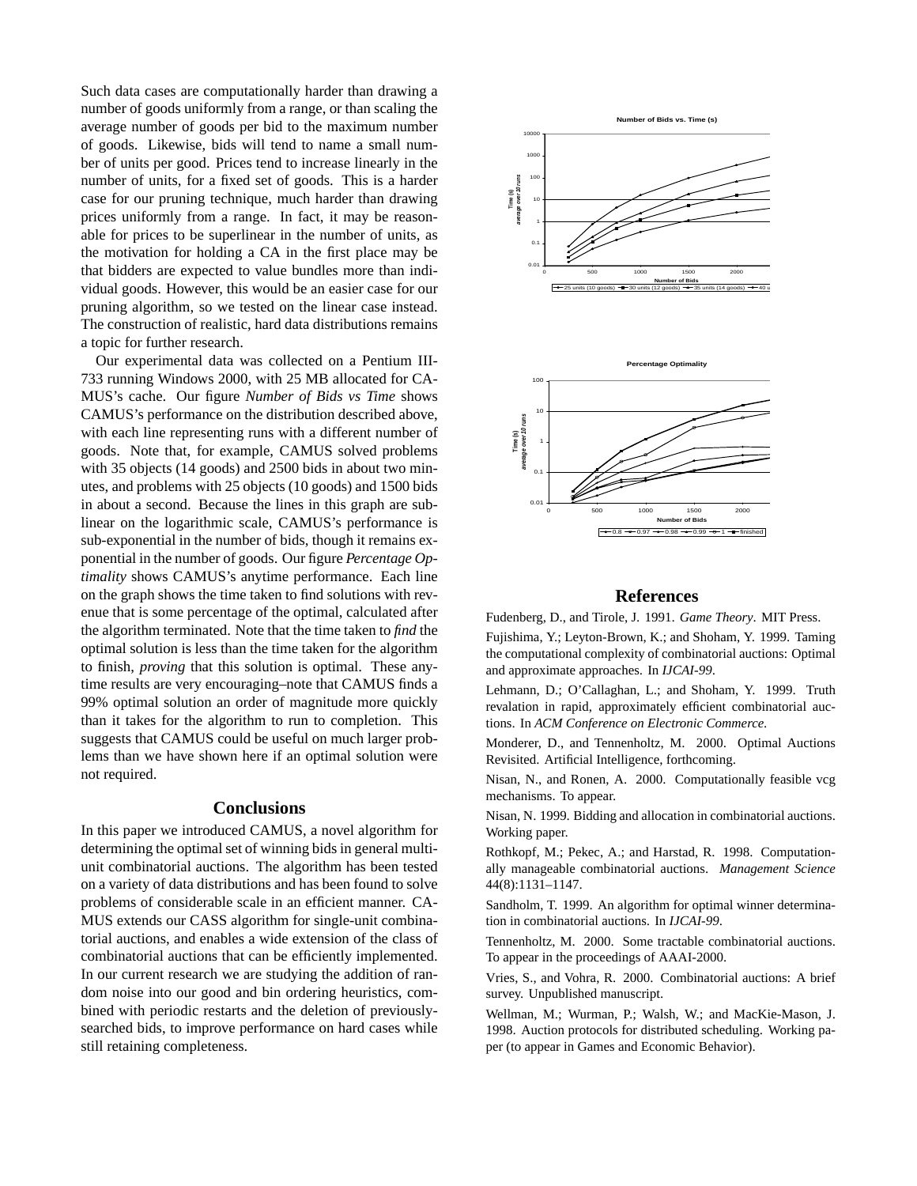Such data cases are computationally harder than drawing a number of goods uniformly from a range, or than scaling the average number of goods per bid to the maximum number of goods. Likewise, bids will tend to name a small number of units per good. Prices tend to increase linearly in the number of units, for a fixed set of goods. This is a harder case for our pruning technique, much harder than drawing prices uniformly from a range. In fact, it may be reasonable for prices to be superlinear in the number of units, as the motivation for holding a CA in the first place may be that bidders are expected to value bundles more than individual goods. However, this would be an easier case for our pruning algorithm, so we tested on the linear case instead. The construction of realistic, hard data distributions remains a topic for further research.

Our experimental data was collected on a Pentium III-733 running Windows 2000, with 25 MB allocated for CAMUS's cache. Our figure *Number of Bids vs Time* shows CAMUS's performance on the distribution described above, with each line representing runs with a different number of goods. Note that, for example, CAMUS solved problems with 35 objects (14 goods) and 2500 bids in about two minutes, and problems with 25 objects (10 goods) and 1500 bids in about a second. Because the lines in this graph are sublinear on the logarithmic scale, CAMUS's performance is sub-exponential in the number of bids, though it remains exponential in the number of goods. Our figure *Percentage Optimality* shows CAMUS's anytime performance. Each line on the graph shows the time taken to find solutions with revenue that is some percentage of the optimal, calculated after the algorithm terminated. Note that the time taken to *find* the optimal solution is less than the time taken for the algorithm to finish, *proving* that this solution is optimal. These anytime results are very encouraging–note that CAMUS finds a 99% optimal solution an order of magnitude more quickly than it takes for the algorithm to run to completion. This suggests that CAMUS could be useful on much larger problems than we have shown here if an optimal solution were not required.

Number of Bids vs. Time (s)

Time (s) average over 10 runs

10000
1000
100
10
1
0.1
0.01

0 500 1000 1500 2000

Number of Bids

25 units (10 goods) 30 units (12 goods) 35 units (14 goods) 40 u

Percentage Optimality

Time (s) average over 10 runs

100
10
1
0.1
0.01

0 500 1000 1500 2000

Number of Bids

0.8 0.97 0.98 0.99 1 finished

## Conclusions

In this paper we introduced CAMUS, a novel algorithm for determining the optimal set of winning bids in general multi-unit combinatorial auctions. The algorithm has been tested on a variety of data distributions and has been found to solve problems of considerable scale in an efficient manner. CAMUS extends our CASS algorithm for single-unit combinatorial auctions, and enables a wide extension of the class of combinatorial auctions that can be efficiently implemented. In our current research we are studying the addition of random noise into our good and bin ordering heuristics, combined with periodic restarts and the deletion of previously-searched bids, to improve performance on hard cases while still retaining completeness.

## References

Fudenberg, D., and Tirole, J. 1991. *Game Theory*. MIT Press.

Fujishima, Y.; Leyton-Brown, K.; and Shoham, Y. 1999. Taming the computational complexity of combinatorial auctions: Optimal and approximate approaches. In *IJCAI-99*.

Lehmann, D.; O'Callaghan, L.; and Shoham, Y. 1999. Truth revalation in rapid, approximately efficient combinatorial auctions. In *ACM Conference on Electronic Commerce*.

Monderer, D., and Tennenholtz, M. 2000. Optimal Auctions Revisited. Artificial Intelligence, forthcoming.

Nisan, N., and Ronen, A. 2000. Computationally feasible vcg mechanisms. To appear.

Nisan, N. 1999. Bidding and allocation in combinatorial auctions. Working paper.

Rothkopf, M.; Pekec, A.; and Harstad, R. 1998. Computationally manageable combinatorial auctions. *Management Science* 44(8):1131–1147.

Sandholm, T. 1999. An algorithm for optimal winner determination in combinatorial auctions. In *IJCAI-99*.

Tennenholtz, M. 2000. Some tractable combinatorial auctions. To appear in the proceedings of AAAI-2000.

Vries, S., and Vohra, R. 2000. Combinatorial auctions: A brief survey. Unpublished manuscript.

Wellman, M.; Wurman, P.; Walsh, W.; and MacKie-Mason, J. 1998. Auction protocols for distributed scheduling. Working paper (to appear in Games and Economic Behavior).